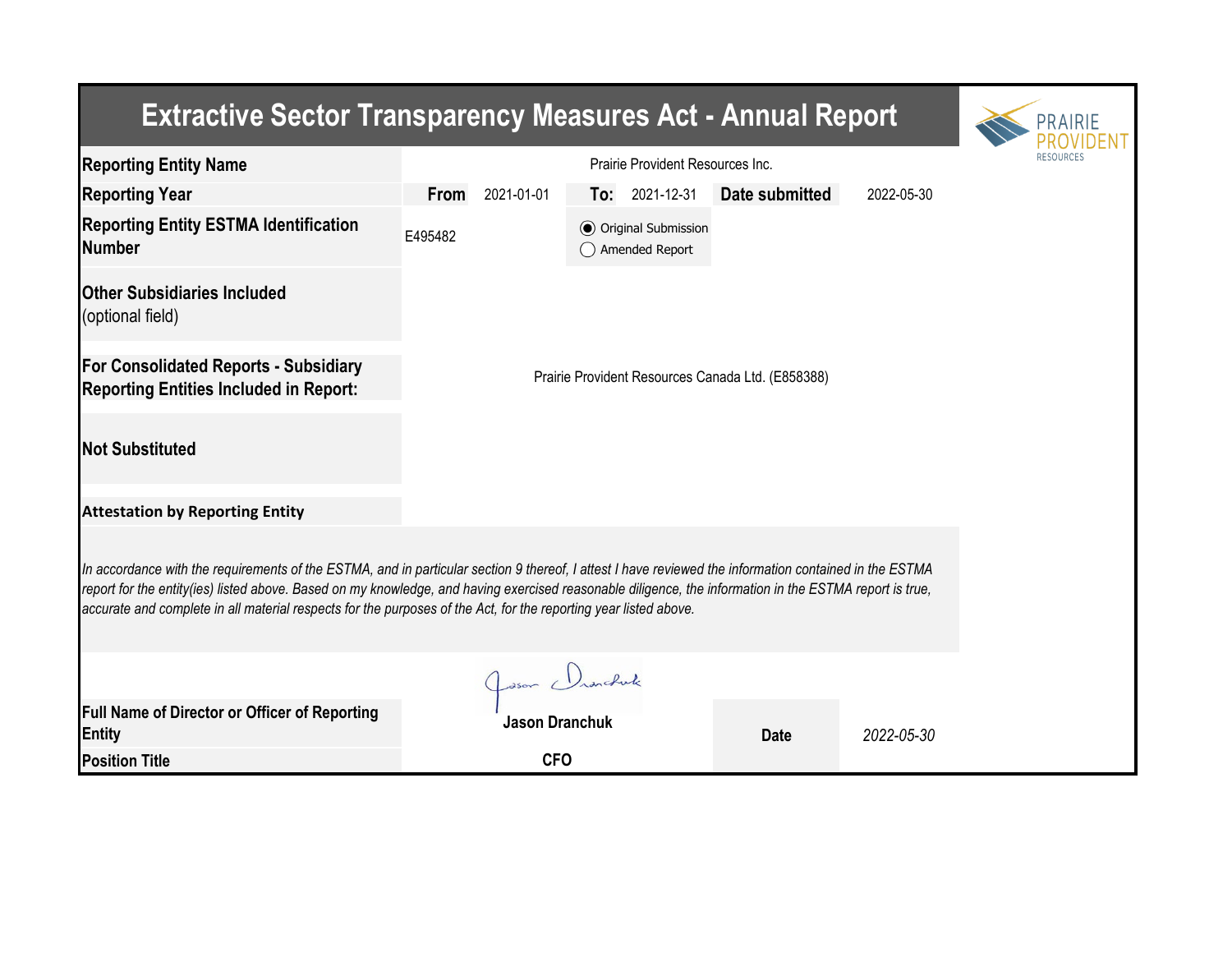# Extractive Sector Transparency Measures Act - Annual Report

| | | | | | | |
|---|---|---|---|---|---|---|
| **Reporting Entity Name** | Prairie Provident Resources Inc. | | | | | |
| **Reporting Year** | **From** | 2021-01-01 | **To:** | 2021-12-31 | **Date submitted** | 2022-05-30 |
| **Reporting Entity ESTMA Identification Number** | E495482 | | ◉ Original Submission<br>◯ Amended Report | | | |
| **Other Subsidiaries Included** (optional field) | | | | | | |
| **For Consolidated Reports - Subsidiary Reporting Entities Included in Report:** | Prairie Provident Resources Canada Ltd. (E858388) | | | | | |
| **Not Substituted** | | | | | | |

**Attestation by Reporting Entity**

*In accordance with the requirements of the ESTMA, and in particular section 9 thereof, I attest I have reviewed the information contained in the ESTMA report for the entity(ies) listed above. Based on my knowledge, and having exercised reasonable diligence, the information in the ESTMA report is true, accurate and complete in all material respects for the purposes of the Act, for the reporting year listed above.*

| | | | |
|---|---|---|---|
| **Full Name of Director or Officer of Reporting Entity** | **Jason Dranchuk** | **Date** | *2022-05-30* |
| **Position Title** | **CFO** | | |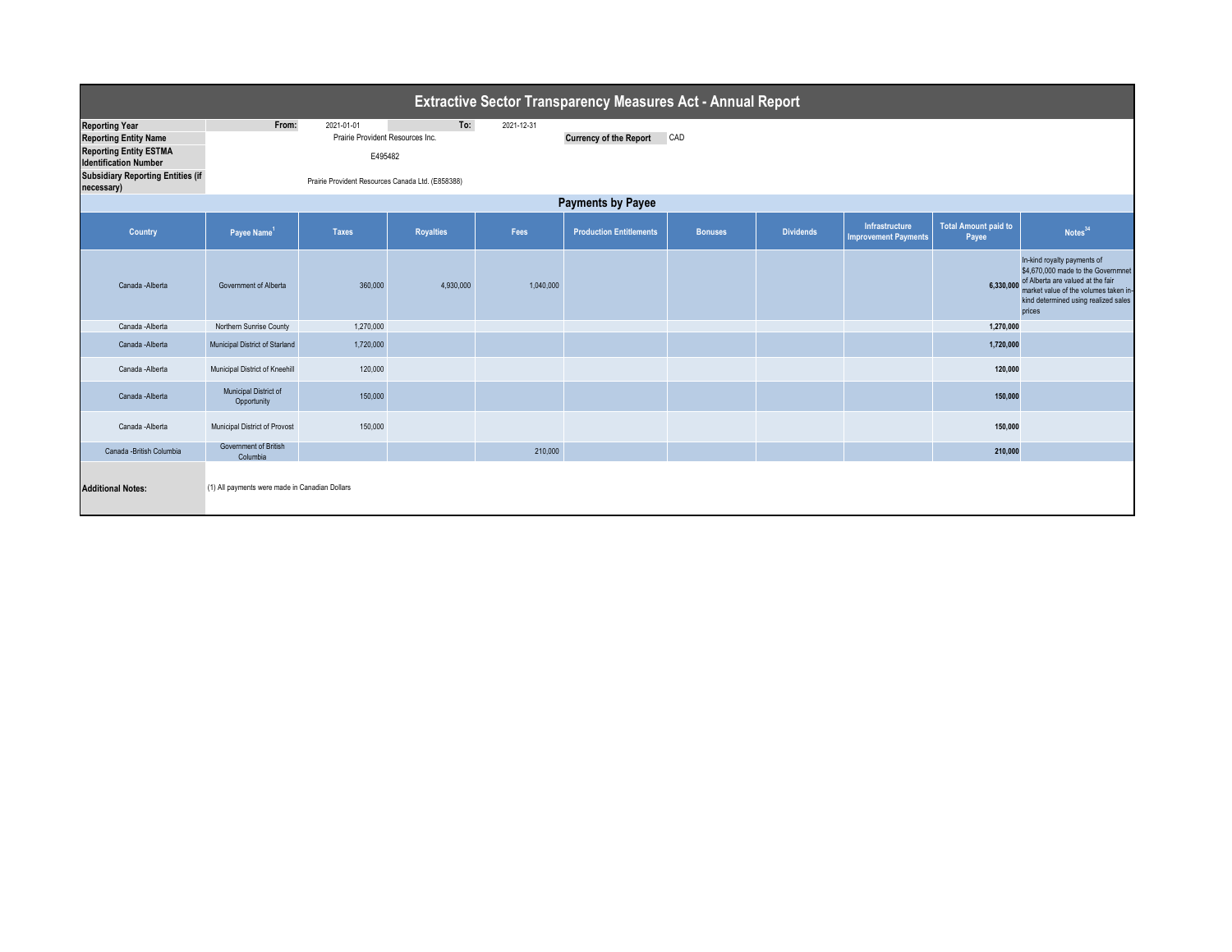# Extractive Sector Transparency Measures Act - Annual Report

| | | | | |
|---|---|---|---|---|
| **Reporting Year** | From: | 2021-01-01 | To: | 2021-12-31 |
| **Reporting Entity Name** | Prairie Provident Resources Inc. | | **Currency of the Report** | CAD |
| **Reporting Entity ESTMA Identification Number** | E495482 | | | |
| **Subsidiary Reporting Entities (if necessary)** | Prairie Provident Resources Canada Ltd. (E858388) | | | |

## Payments by Payee

| Country | Payee Name[1] | Taxes | Royalties | Fees | Production Entitlements | Bonuses | Dividends | Infrastructure Improvement Payments | Total Amount paid to Payee | Notes[34] |
|---|---|---|---|---|---|---|---|---|---|---|
| Canada -Alberta | Government of Alberta | 360,000 | 4,930,000 | 1,040,000 | | | | | **6,330,000** | In-kind royalty payments of $4,670,000 made to the Governmnet of Alberta are valued at the fair market value of the volumes taken in-kind determined using realized sales prices |
| Canada -Alberta | Northern Sunrise County | 1,270,000 | | | | | | | **1,270,000** | |
| Canada -Alberta | Municipal District of Starland | 1,720,000 | | | | | | | **1,720,000** | |
| Canada -Alberta | Municipal District of Kneehill | 120,000 | | | | | | | **120,000** | |
| Canada -Alberta | Municipal District of Opportunity | 150,000 | | | | | | | **150,000** | |
| Canada -Alberta | Municipal District of Provost | 150,000 | | | | | | | **150,000** | |
| Canada -British Columbia | Government of British Columbia | | | 210,000 | | | | | **210,000** | |

**Additional Notes:** (1) All payments were made in Canadian Dollars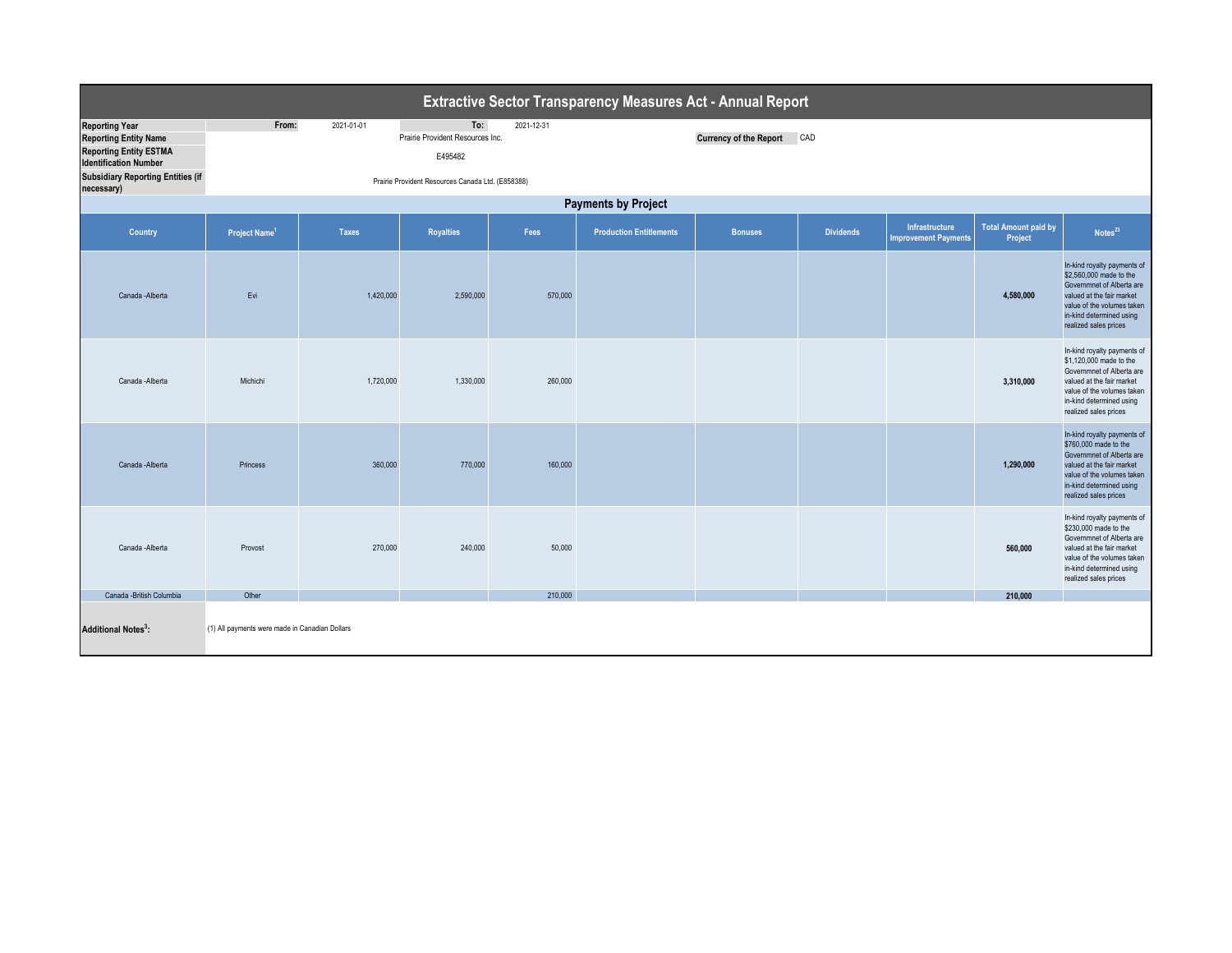# Extractive Sector Transparency Measures Act - Annual Report

| | | | | |
|---|---|---|---|---|
| **Reporting Year** | **From:** 2021-01-01 | **To:** 2021-12-31 | | |
| **Reporting Entity Name** | Prairie Provident Resources Inc. | | **Currency of the Report** | CAD |
| **Reporting Entity ESTMA Identification Number** | E495482 | | | |
| **Subsidiary Reporting Entities (if necessary)** | Prairie Provident Resources Canada Ltd. (E858388) | | | |

## Payments by Project

| Country | Project Name[1] | Taxes | Royalties | Fees | Production Entitlements | Bonuses | Dividends | Infrastructure Improvement Payments | Total Amount paid by Project | Notes[23] |
|---|---|---|---|---|---|---|---|---|---|---|
| Canada -Alberta | Evi | 1,420,000 | 2,590,000 | 570,000 | | | | | **4,580,000** | In-kind royalty payments of $2,560,000 made to the Governmnet of Alberta are valued at the fair market value of the volumes taken in-kind determined using realized sales prices |
| Canada -Alberta | Michichi | 1,720,000 | 1,330,000 | 260,000 | | | | | **3,310,000** | In-kind royalty payments of $1,120,000 made to the Governmnet of Alberta are valued at the fair market value of the volumes taken in-kind determined using realized sales prices |
| Canada -Alberta | Princess | 360,000 | 770,000 | 160,000 | | | | | **1,290,000** | In-kind royalty payments of $760,000 made to the Governmnet of Alberta are valued at the fair market value of the volumes taken in-kind determined using realized sales prices |
| Canada -Alberta | Provost | 270,000 | 240,000 | 50,000 | | | | | **560,000** | In-kind royalty payments of $230,000 made to the Governmnet of Alberta are valued at the fair market value of the volumes taken in-kind determined using realized sales prices |
| Canada -British Columbia | Other | | | 210,000 | | | | | **210,000** | |

**Additional Notes[3]:** (1) All payments were made in Canadian Dollars